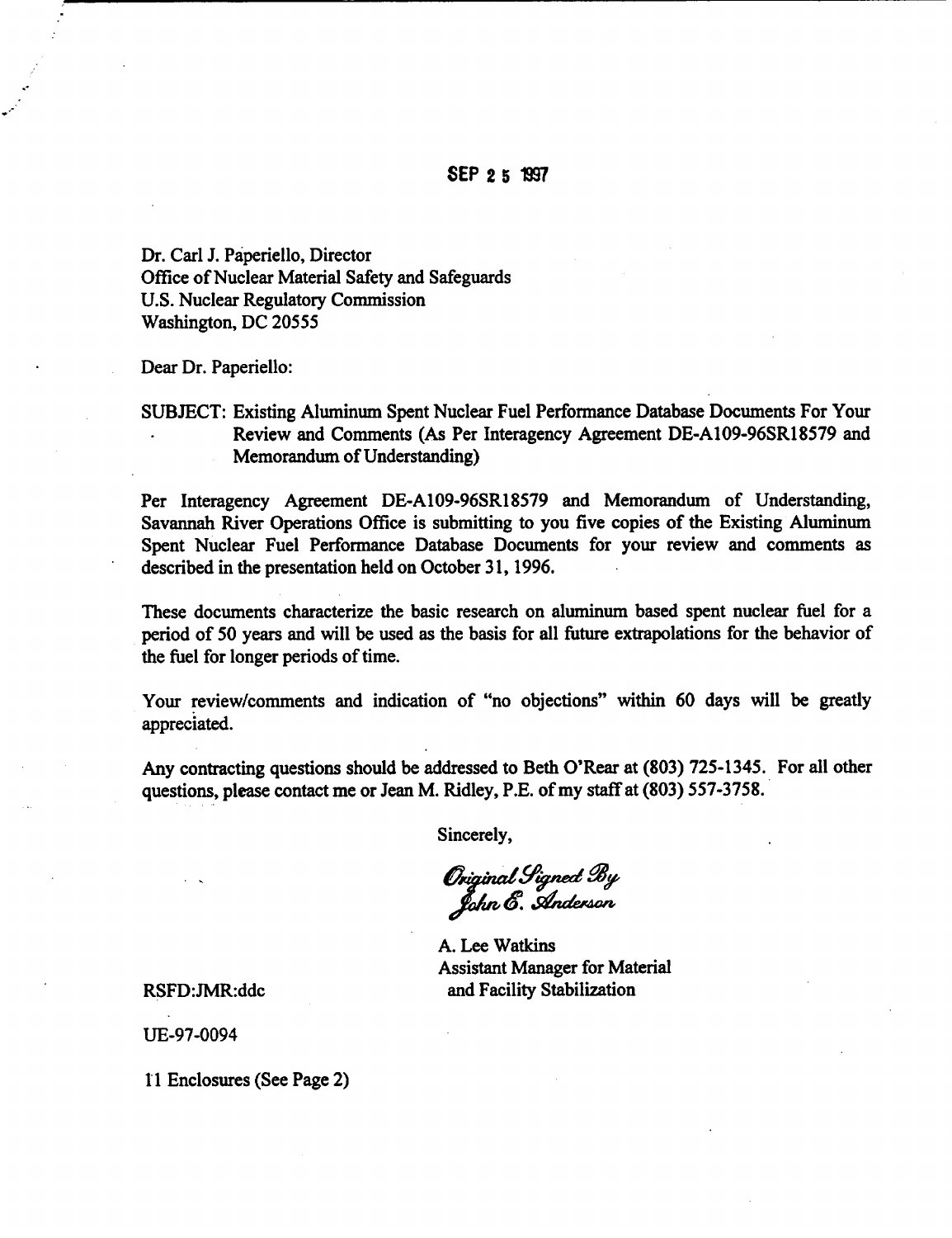SEP 2 5 1997

Dr. Carl J. Paperiello, Director
Office of Nuclear Material Safety and Safeguards
U.S. Nuclear Regulatory Commission
Washington, DC 20555

Dear Dr. Paperiello:

SUBJECT: Existing Aluminum Spent Nuclear Fuel Performance Database Documents For Your Review and Comments (As Per Interagency Agreement DE-A109-96SR18579 and Memorandum of Understanding)

Per Interagency Agreement DE-A109-96SR18579 and Memorandum of Understanding, Savannah River Operations Office is submitting to you five copies of the Existing Aluminum Spent Nuclear Fuel Performance Database Documents for your review and comments as described in the presentation held on October 31, 1996.

These documents characterize the basic research on aluminum based spent nuclear fuel for a period of 50 years and will be used as the basis for all future extrapolations for the behavior of the fuel for longer periods of time.

Your review/comments and indication of "no objections" within 60 days will be greatly appreciated.

Any contracting questions should be addressed to Beth O'Rear at (803) 725-1345. For all other questions, please contact me or Jean M. Ridley, P.E. of my staff at (803) 557-3758.

Sincerely,

*Original Signed By*
*John E. Anderson*

A. Lee Watkins
Assistant Manager for Material and Facility Stabilization

RSFD:JMR:ddc

UE-97-0094

11 Enclosures (See Page 2)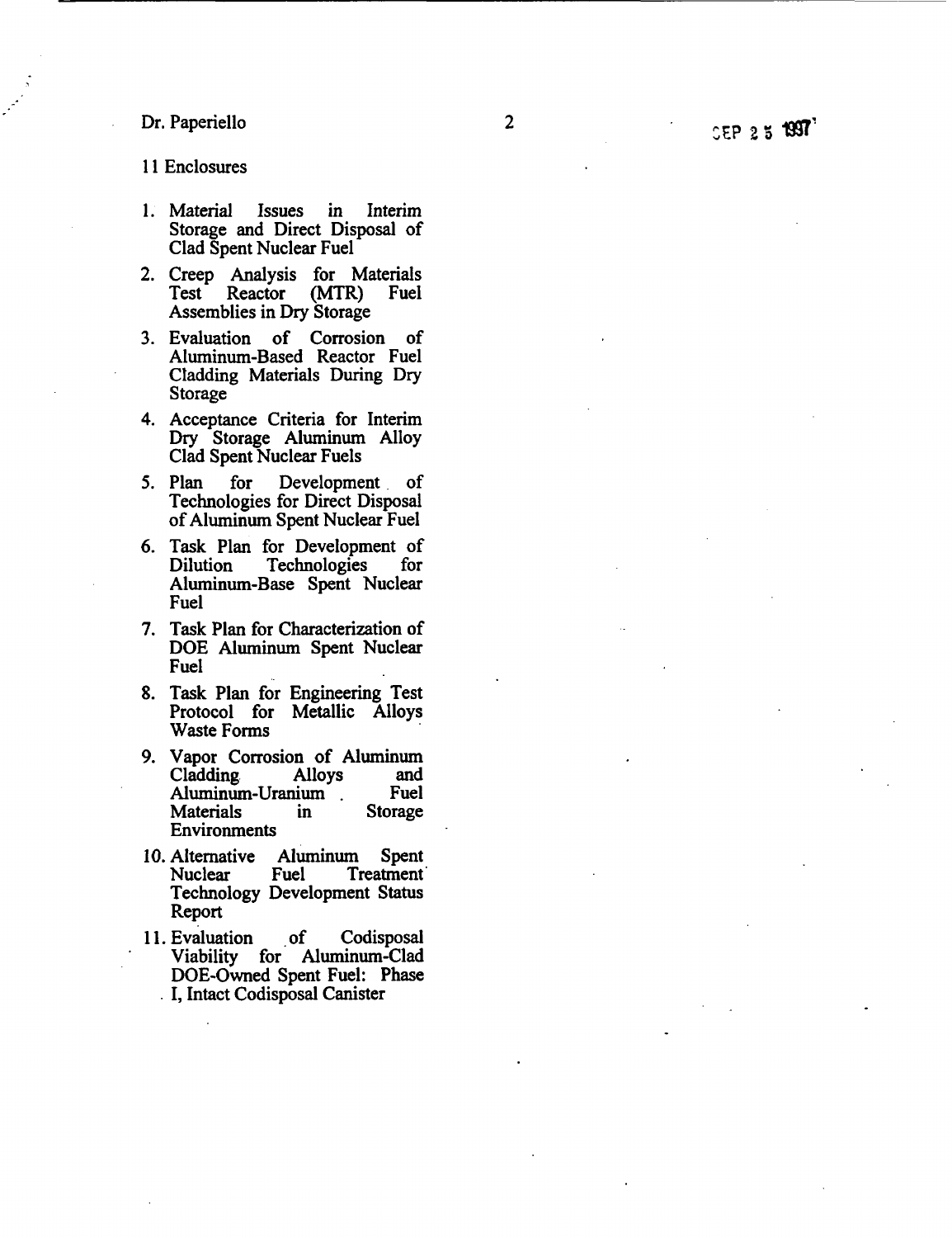11 Enclosures

1. Material Issues in Interim Storage and Direct Disposal of Clad Spent Nuclear Fuel
2. Creep Analysis for Materials Test Reactor (MTR) Fuel Assemblies in Dry Storage
3. Evaluation of Corrosion of Aluminum-Based Reactor Fuel Cladding Materials During Dry Storage
4. Acceptance Criteria for Interim Dry Storage Aluminum Alloy Clad Spent Nuclear Fuels
5. Plan for Development of Technologies for Direct Disposal of Aluminum Spent Nuclear Fuel
6. Task Plan for Development of Dilution Technologies for Aluminum-Base Spent Nuclear Fuel
7. Task Plan for Characterization of DOE Aluminum Spent Nuclear Fuel
8. Task Plan for Engineering Test Protocol for Metallic Alloys Waste Forms
9. Vapor Corrosion of Aluminum Cladding Alloys and Aluminum-Uranium Fuel Materials in Storage Environments
10. Alternative Aluminum Spent Nuclear Fuel Treatment Technology Development Status Report
11. Evaluation of Codisposal Viability for Aluminum-Clad DOE-Owned Spent Fuel: Phase I, Intact Codisposal Canister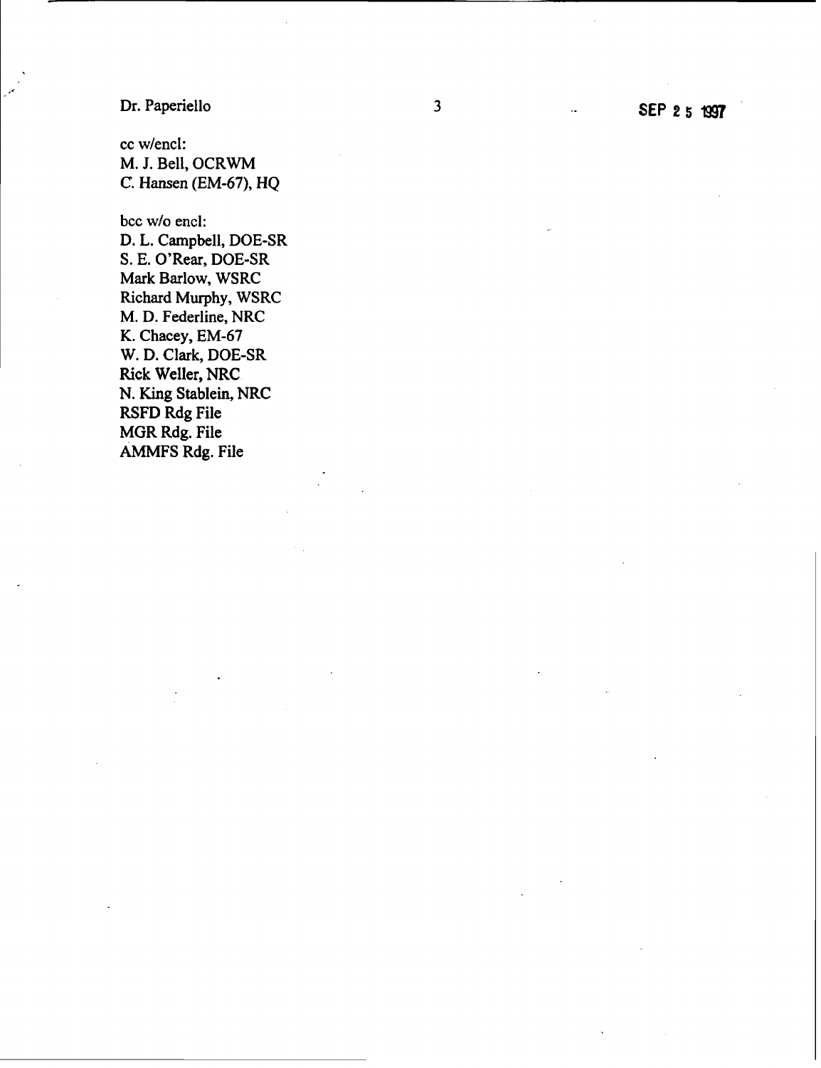cc w/encl:
M. J. Bell, OCRWM
C. Hansen (EM-67), HQ

bcc w/o encl:
D. L. Campbell, DOE-SR
S. E. O'Rear, DOE-SR
Mark Barlow, WSRC
Richard Murphy, WSRC
M. D. Federline, NRC
K. Chacey, EM-67
W. D. Clark, DOE-SR
Rick Weller, NRC
N. King Stablein, NRC
RSFD Rdg File
MGR Rdg. File
AMMFS Rdg. File